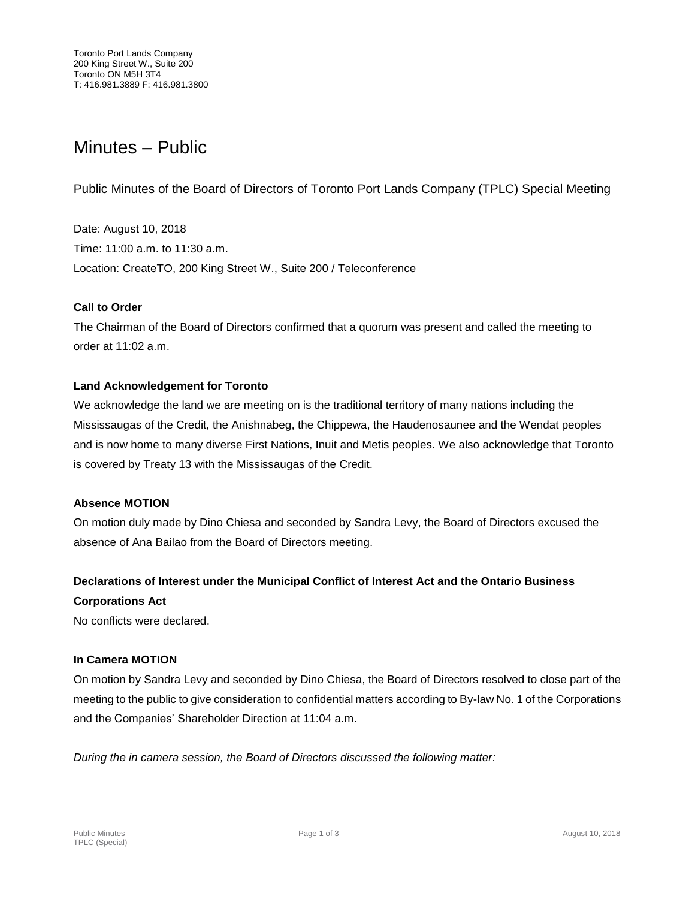Toronto Port Lands Company
200 King Street W., Suite 200
Toronto ON M5H 3T4
T: 416.981.3889 F: 416.981.3800

# Minutes – Public

## Public Minutes of the Board of Directors of Toronto Port Lands Company (TPLC) Special Meeting

Date: August 10, 2018

Time: 11:00 a.m. to 11:30 a.m.

Location: CreateTO, 200 King Street W., Suite 200 / Teleconference

### Call to Order

The Chairman of the Board of Directors confirmed that a quorum was present and called the meeting to order at 11:02 a.m.

### Land Acknowledgement for Toronto

We acknowledge the land we are meeting on is the traditional territory of many nations including the Mississaugas of the Credit, the Anishnabeg, the Chippewa, the Haudenosaunee and the Wendat peoples and is now home to many diverse First Nations, Inuit and Metis peoples. We also acknowledge that Toronto is covered by Treaty 13 with the Mississaugas of the Credit.

### Absence MOTION

On motion duly made by Dino Chiesa and seconded by Sandra Levy, the Board of Directors excused the absence of Ana Bailao from the Board of Directors meeting.

### Declarations of Interest under the Municipal Conflict of Interest Act and the Ontario Business Corporations Act

No conflicts were declared.

### In Camera MOTION

On motion by Sandra Levy and seconded by Dino Chiesa, the Board of Directors resolved to close part of the meeting to the public to give consideration to confidential matters according to By-law No. 1 of the Corporations and the Companies' Shareholder Direction at 11:04 a.m.

*During the in camera session, the Board of Directors discussed the following matter:*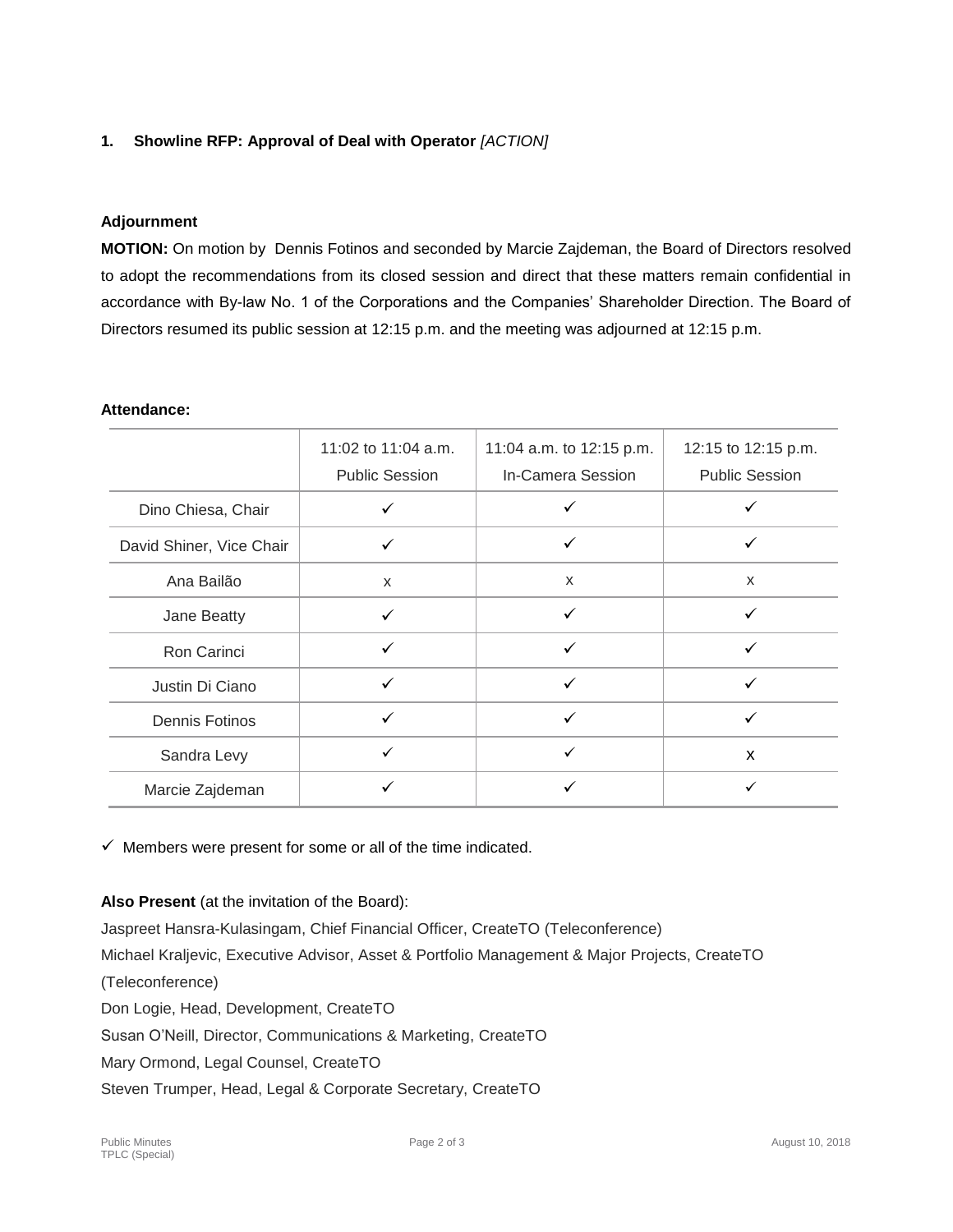**1. Showline RFP: Approval of Deal with Operator** *[ACTION]*

**Adjournment**

**MOTION:** On motion by Dennis Fotinos and seconded by Marcie Zajdeman, the Board of Directors resolved to adopt the recommendations from its closed session and direct that these matters remain confidential in accordance with By-law No. 1 of the Corporations and the Companies' Shareholder Direction. The Board of Directors resumed its public session at 12:15 p.m. and the meeting was adjourned at 12:15 p.m.

**Attendance:**

| | 11:02 to 11:04 a.m. Public Session | 11:04 a.m. to 12:15 p.m. In-Camera Session | 12:15 to 12:15 p.m. Public Session |
|---|---|---|---|
| Dino Chiesa, Chair | ✓ | ✓ | ✓ |
| David Shiner, Vice Chair | ✓ | ✓ | ✓ |
| Ana Bailão | x | x | x |
| Jane Beatty | ✓ | ✓ | ✓ |
| Ron Carinci | ✓ | ✓ | ✓ |
| Justin Di Ciano | ✓ | ✓ | ✓ |
| Dennis Fotinos | ✓ | ✓ | ✓ |
| Sandra Levy | ✓ | ✓ | x |
| Marcie Zajdeman | ✓ | ✓ | ✓ |

✓ Members were present for some or all of the time indicated.

**Also Present** (at the invitation of the Board):

Jaspreet Hansra-Kulasingam, Chief Financial Officer, CreateTO (Teleconference)
Michael Kraljevic, Executive Advisor, Asset & Portfolio Management & Major Projects, CreateTO (Teleconference)
Don Logie, Head, Development, CreateTO
Susan O'Neill, Director, Communications & Marketing, CreateTO
Mary Ormond, Legal Counsel, CreateTO
Steven Trumper, Head, Legal & Corporate Secretary, CreateTO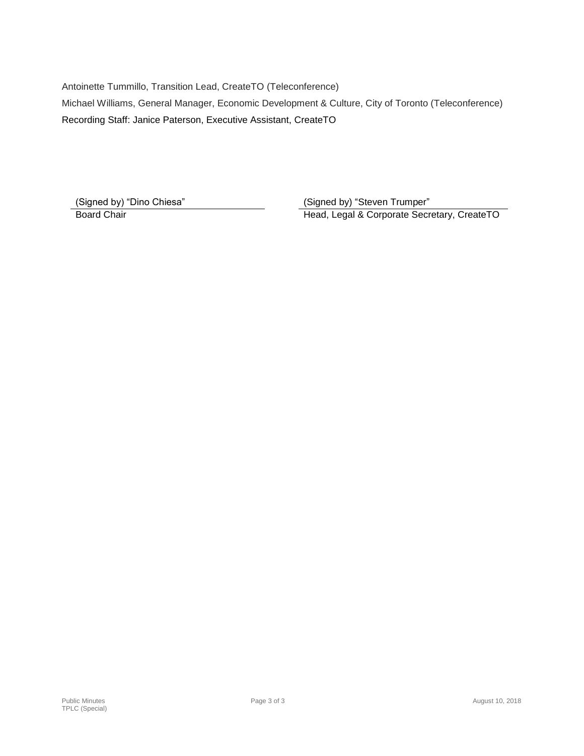Antoinette Tummillo, Transition Lead, CreateTO (Teleconference)

Michael Williams, General Manager, Economic Development & Culture, City of Toronto (Teleconference)

Recording Staff: Janice Paterson, Executive Assistant, CreateTO

(Signed by) "Dino Chiesa"
Board Chair

(Signed by) "Steven Trumper"
Head, Legal & Corporate Secretary, CreateTO